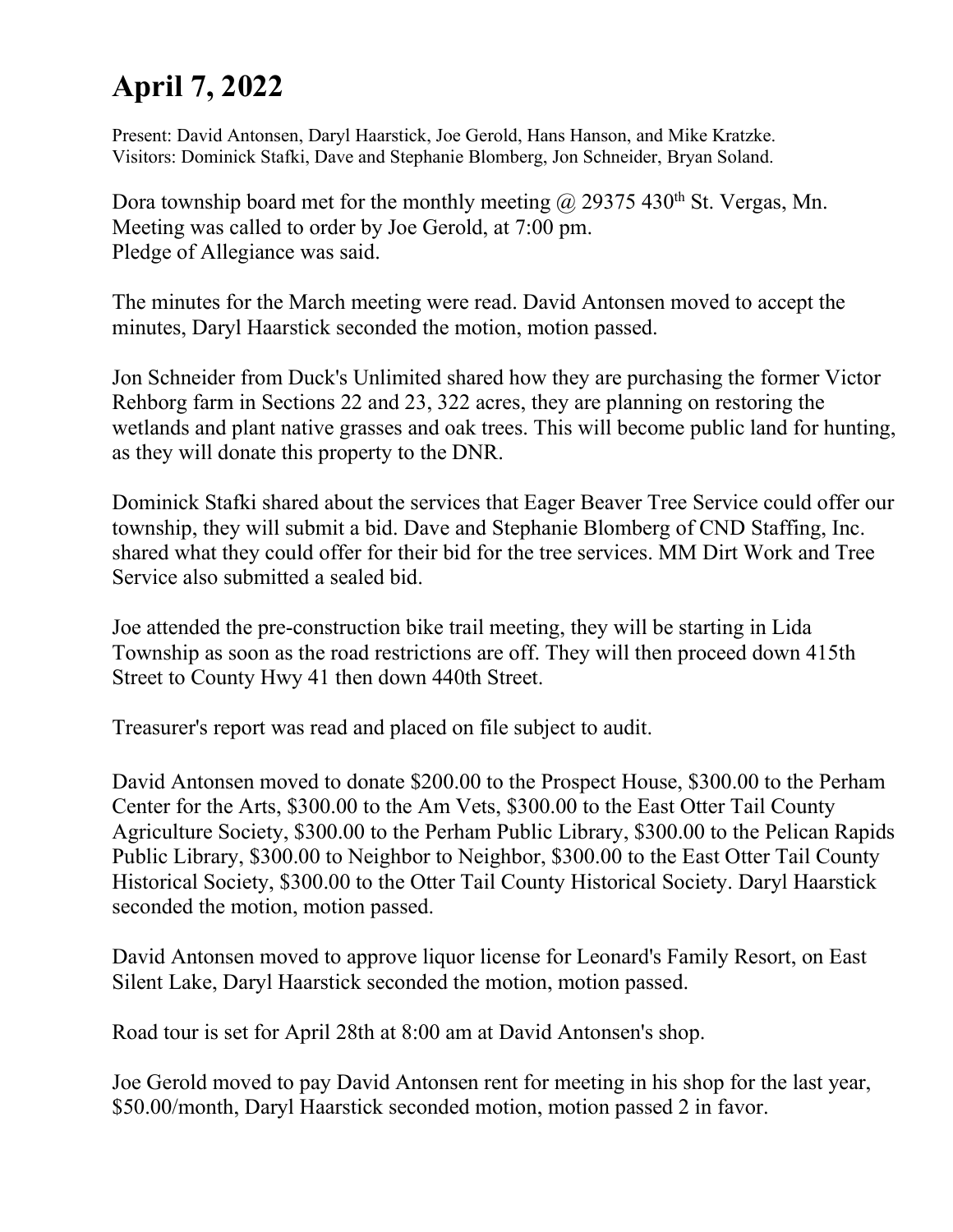# April 7, 2022

Present: David Antonsen, Daryl Haarstick, Joe Gerold, Hans Hanson, and Mike Kratzke.
Visitors: Dominick Stafki, Dave and Stephanie Blomberg, Jon Schneider, Bryan Soland.

Dora township board met for the monthly meeting @ 29375 430th St. Vergas, Mn.
Meeting was called to order by Joe Gerold, at 7:00 pm.
Pledge of Allegiance was said.

The minutes for the March meeting were read. David Antonsen moved to accept the minutes, Daryl Haarstick seconded the motion, motion passed.

Jon Schneider from Duck's Unlimited shared how they are purchasing the former Victor Rehborg farm in Sections 22 and 23, 322 acres, they are planning on restoring the wetlands and plant native grasses and oak trees. This will become public land for hunting, as they will donate this property to the DNR.

Dominick Stafki shared about the services that Eager Beaver Tree Service could offer our township, they will submit a bid. Dave and Stephanie Blomberg of CND Staffing, Inc. shared what they could offer for their bid for the tree services. MM Dirt Work and Tree Service also submitted a sealed bid.

Joe attended the pre-construction bike trail meeting, they will be starting in Lida Township as soon as the road restrictions are off. They will then proceed down 415th Street to County Hwy 41 then down 440th Street.

Treasurer's report was read and placed on file subject to audit.

David Antonsen moved to donate $200.00 to the Prospect House, $300.00 to the Perham Center for the Arts, $300.00 to the Am Vets, $300.00 to the East Otter Tail County Agriculture Society, $300.00 to the Perham Public Library, $300.00 to the Pelican Rapids Public Library, $300.00 to Neighbor to Neighbor, $300.00 to the East Otter Tail County Historical Society, $300.00 to the Otter Tail County Historical Society. Daryl Haarstick seconded the motion, motion passed.

David Antonsen moved to approve liquor license for Leonard's Family Resort, on East Silent Lake, Daryl Haarstick seconded the motion, motion passed.

Road tour is set for April 28th at 8:00 am at David Antonsen's shop.

Joe Gerold moved to pay David Antonsen rent for meeting in his shop for the last year, $50.00/month, Daryl Haarstick seconded motion, motion passed 2 in favor.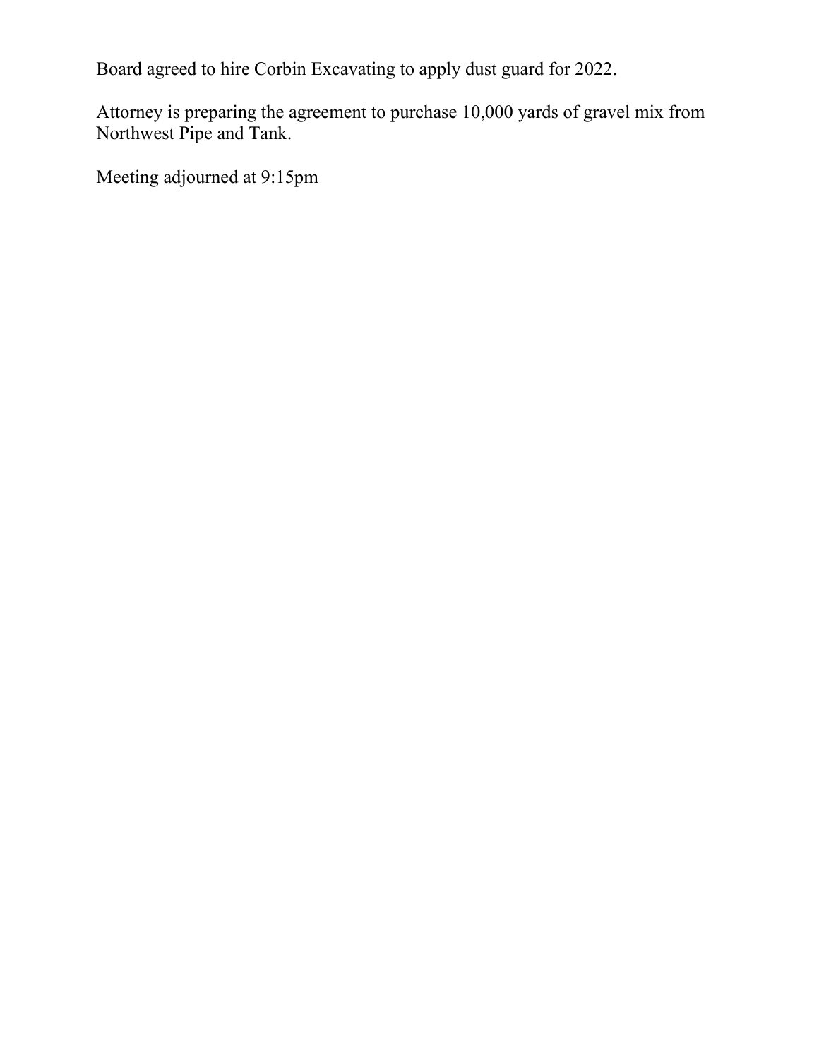Board agreed to hire Corbin Excavating to apply dust guard for 2022.

Attorney is preparing the agreement to purchase 10,000 yards of gravel mix from Northwest Pipe and Tank.

Meeting adjourned at 9:15pm